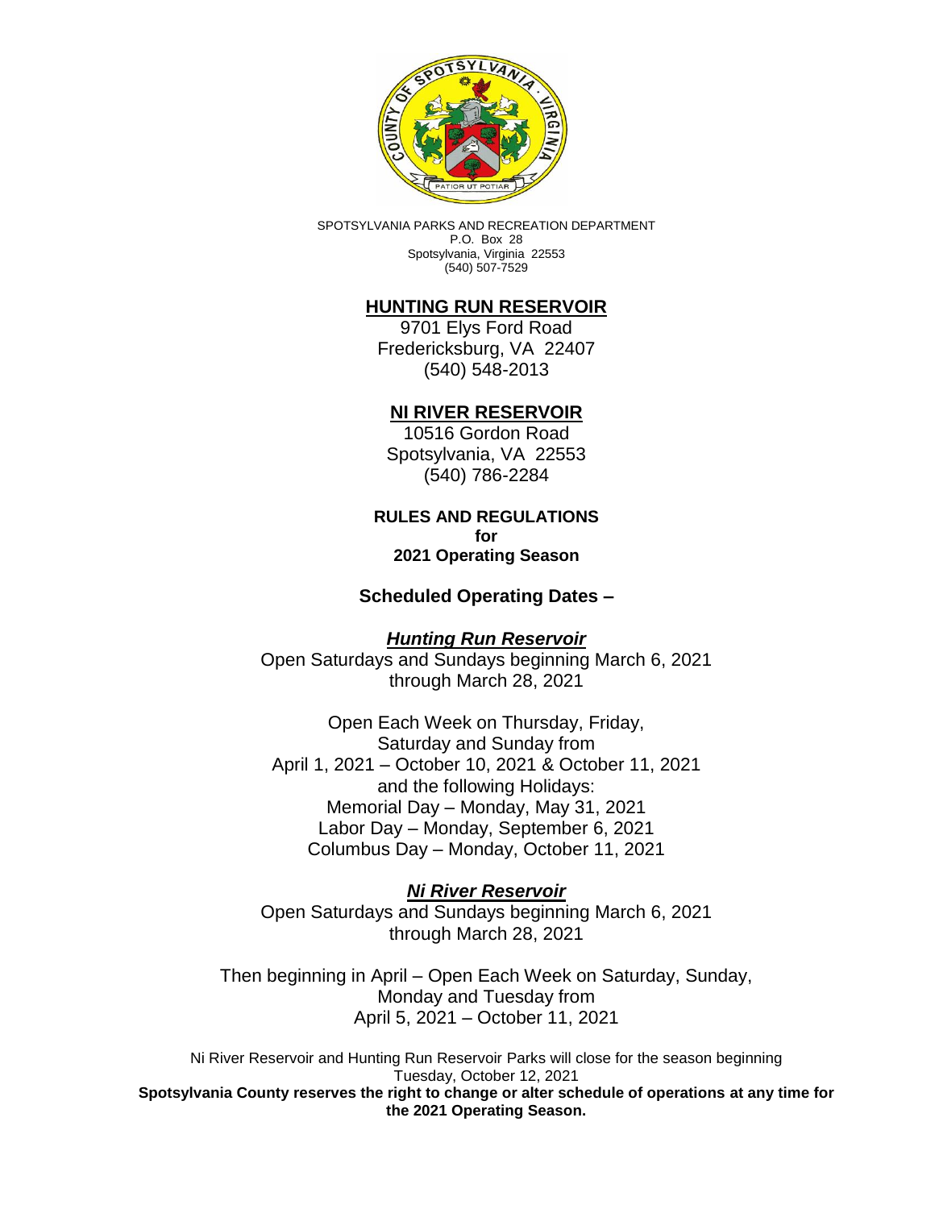SPOTSYLVANIA PARKS AND RECREATION DEPARTMENT
P.O. Box 28
Spotsylvania, Virginia 22553
(540) 507-7529

## HUNTING RUN RESERVOIR

9701 Elys Ford Road
Fredericksburg, VA 22407
(540) 548-2013

## NI RIVER RESERVOIR

10516 Gordon Road
Spotsylvania, VA 22553
(540) 786-2284

**RULES AND REGULATIONS**
**for**
**2021 Operating Season**

### Scheduled Operating Dates –

***Hunting Run Reservoir***

Open Saturdays and Sundays beginning March 6, 2021 through March 28, 2021

Open Each Week on Thursday, Friday, Saturday and Sunday from April 1, 2021 – October 10, 2021 & October 11, 2021 and the following Holidays:
Memorial Day – Monday, May 31, 2021
Labor Day – Monday, September 6, 2021
Columbus Day – Monday, October 11, 2021

***Ni River Reservoir***

Open Saturdays and Sundays beginning March 6, 2021 through March 28, 2021

Then beginning in April – Open Each Week on Saturday, Sunday, Monday and Tuesday from April 5, 2021 – October 11, 2021

Ni River Reservoir and Hunting Run Reservoir Parks will close for the season beginning Tuesday, October 12, 2021

**Spotsylvania County reserves the right to change or alter schedule of operations at any time for the 2021 Operating Season.**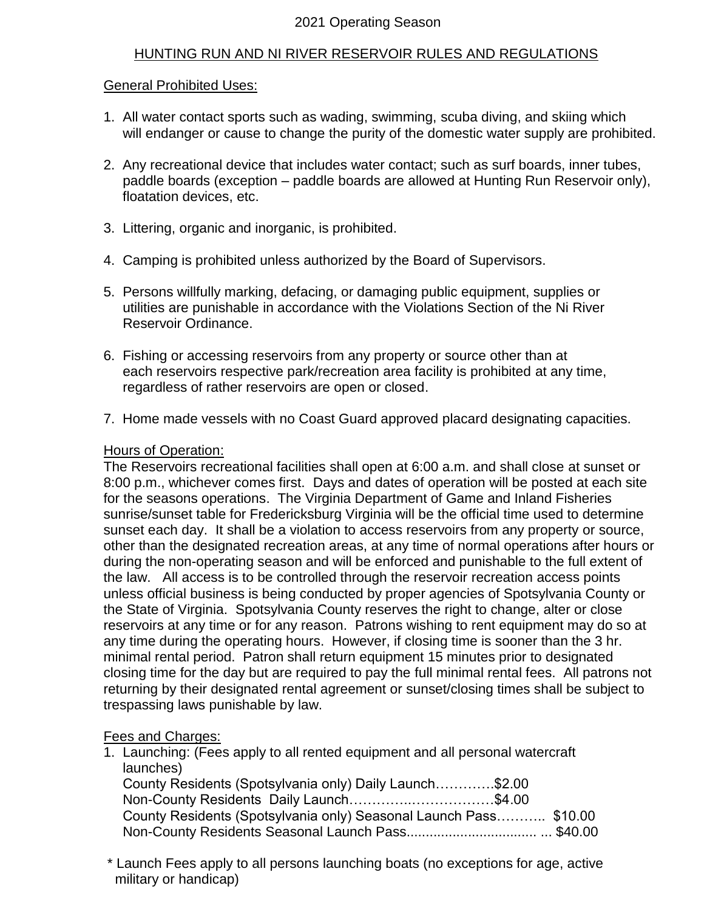2021 Operating Season

# HUNTING RUN AND NI RIVER RESERVOIR RULES AND REGULATIONS

## General Prohibited Uses:

1. All water contact sports such as wading, swimming, scuba diving, and skiing which will endanger or cause to change the purity of the domestic water supply are prohibited.

2. Any recreational device that includes water contact; such as surf boards, inner tubes, paddle boards (exception – paddle boards are allowed at Hunting Run Reservoir only), floatation devices, etc.

3. Littering, organic and inorganic, is prohibited.

4. Camping is prohibited unless authorized by the Board of Supervisors.

5. Persons willfully marking, defacing, or damaging public equipment, supplies or utilities are punishable in accordance with the Violations Section of the Ni River Reservoir Ordinance.

6. Fishing or accessing reservoirs from any property or source other than at each reservoirs respective park/recreation area facility is prohibited at any time, regardless of rather reservoirs are open or closed.

7. Home made vessels with no Coast Guard approved placard designating capacities.

## Hours of Operation:

The Reservoirs recreational facilities shall open at 6:00 a.m. and shall close at sunset or 8:00 p.m., whichever comes first. Days and dates of operation will be posted at each site for the seasons operations. The Virginia Department of Game and Inland Fisheries sunrise/sunset table for Fredericksburg Virginia will be the official time used to determine sunset each day. It shall be a violation to access reservoirs from any property or source, other than the designated recreation areas, at any time of normal operations after hours or during the non-operating season and will be enforced and punishable to the full extent of the law. All access is to be controlled through the reservoir recreation access points unless official business is being conducted by proper agencies of Spotsylvania County or the State of Virginia. Spotsylvania County reserves the right to change, alter or close reservoirs at any time or for any reason. Patrons wishing to rent equipment may do so at any time during the operating hours. However, if closing time is sooner than the 3 hr. minimal rental period. Patron shall return equipment 15 minutes prior to designated closing time for the day but are required to pay the full minimal rental fees. All patrons not returning by their designated rental agreement or sunset/closing times shall be subject to trespassing laws punishable by law.

## Fees and Charges:

1. Launching: (Fees apply to all rented equipment and all personal watercraft launches)
   County Residents (Spotsylvania only) Daily Launch………….$2.00
   Non-County Residents Daily Launch…………..………………$4.00
   County Residents (Spotsylvania only) Seasonal Launch Pass……….. $10.00
   Non-County Residents Seasonal Launch Pass.................................. ... $40.00

\* Launch Fees apply to all persons launching boats (no exceptions for age, active military or handicap)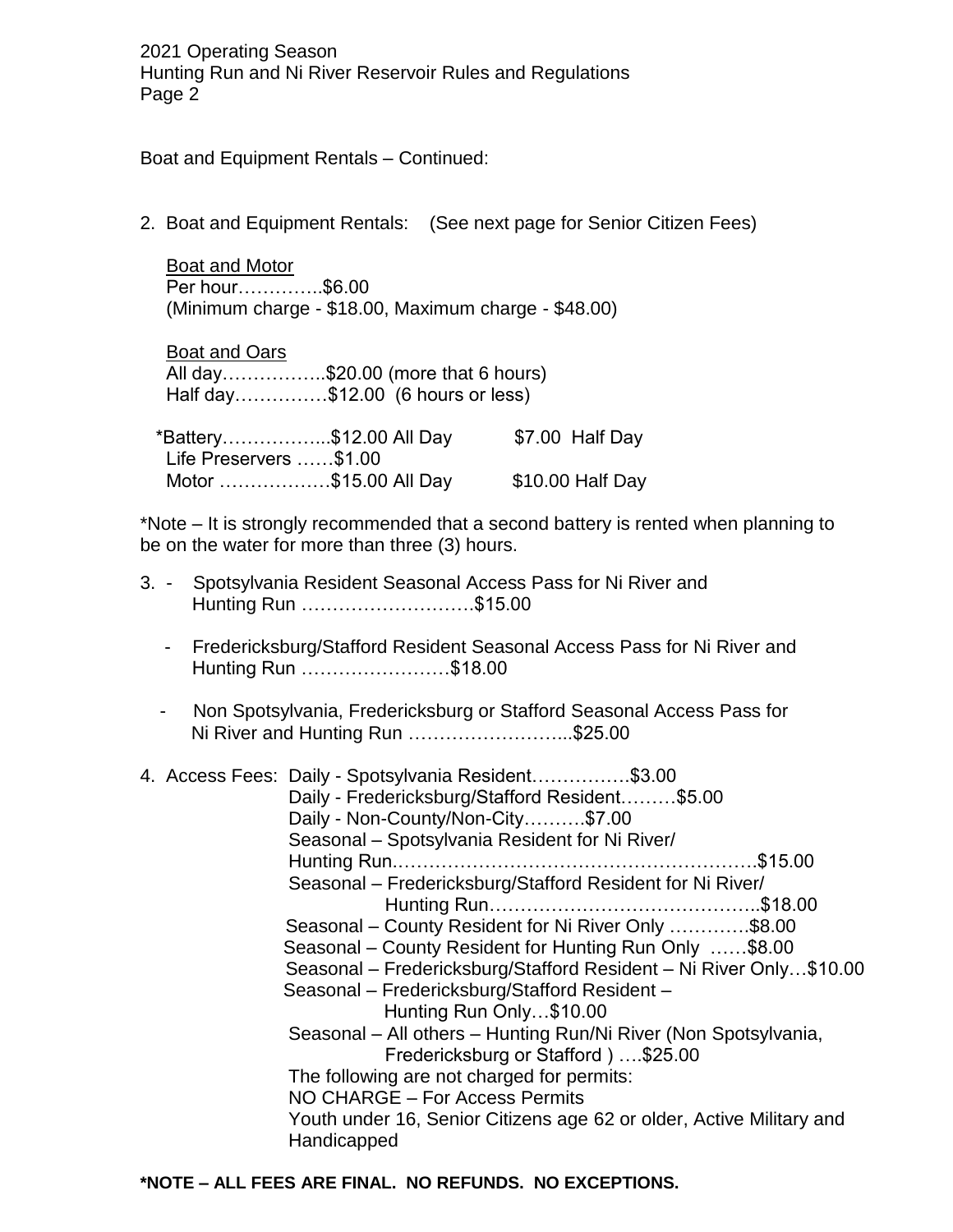Boat and Equipment Rentals – Continued:

2. Boat and Equipment Rentals: (See next page for Senior Citizen Fees)

   Boat and Motor
   Per hour…………..$6.00
   (Minimum charge - $18.00, Maximum charge - $48.00)

   Boat and Oars
   All day……………..$20.00 (more that 6 hours)
   Half day……………$12.00 (6 hours or less)

   *Battery……………...$12.00 All Day $7.00 Half Day
   Life Preservers ……$1.00
   Motor ………………$15.00 All Day $10.00 Half Day

*Note – It is strongly recommended that a second battery is rented when planning to be on the water for more than three (3) hours.

3. - Spotsylvania Resident Seasonal Access Pass for Ni River and Hunting Run ……………………….$15.00

   - Fredericksburg/Stafford Resident Seasonal Access Pass for Ni River and Hunting Run ……………………$18.00

   - Non Spotsylvania, Fredericksburg or Stafford Seasonal Access Pass for Ni River and Hunting Run ……………………...$25.00

4. Access Fees: Daily - Spotsylvania Resident…………….$3.00
   Daily - Fredericksburg/Stafford Resident………$5.00
   Daily - Non-County/Non-City……….$7.00
   Seasonal – Spotsylvania Resident for Ni River/ Hunting Run.………………………………………………….$15.00
   Seasonal – Fredericksburg/Stafford Resident for Ni River/ Hunting Run……………………………………..$18.00
   Seasonal – County Resident for Ni River Only ………….$8.00
   Seasonal – County Resident for Hunting Run Only ……$8.00
   Seasonal – Fredericksburg/Stafford Resident – Ni River Only…$10.00
   Seasonal – Fredericksburg/Stafford Resident – Hunting Run Only…$10.00
   Seasonal – All others – Hunting Run/Ni River (Non Spotsylvania, Fredericksburg or Stafford ) ….$25.00
   The following are not charged for permits:
   NO CHARGE – For Access Permits
   Youth under 16, Senior Citizens age 62 or older, Active Military and Handicapped

**\*NOTE – ALL FEES ARE FINAL. NO REFUNDS. NO EXCEPTIONS.**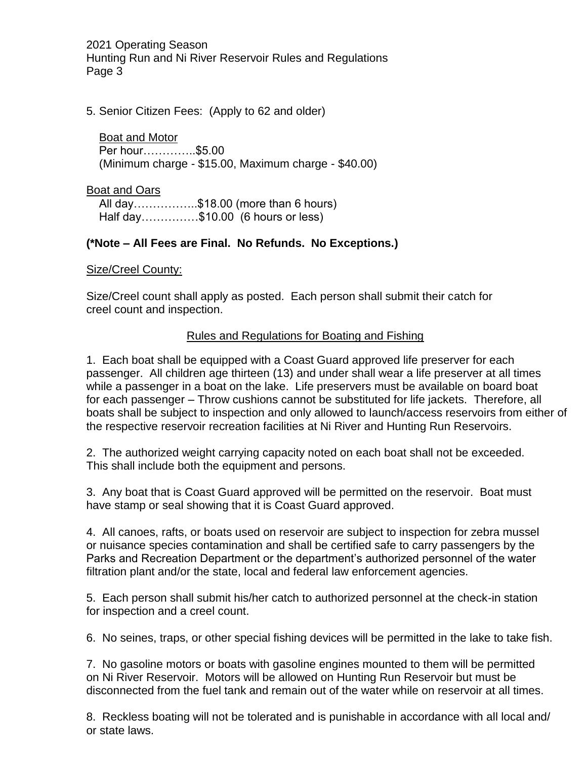5. Senior Citizen Fees: (Apply to 62 and older)

Boat and Motor
Per hour…………..$5.00
(Minimum charge - $15.00, Maximum charge - $40.00)

Boat and Oars
All day……………..$18.00 (more than 6 hours)
Half day……………$10.00 (6 hours or less)

**(*Note – All Fees are Final. No Refunds. No Exceptions.)**

Size/Creel County:

Size/Creel count shall apply as posted. Each person shall submit their catch for creel count and inspection.

## Rules and Regulations for Boating and Fishing

1. Each boat shall be equipped with a Coast Guard approved life preserver for each passenger. All children age thirteen (13) and under shall wear a life preserver at all times while a passenger in a boat on the lake. Life preservers must be available on board boat for each passenger – Throw cushions cannot be substituted for life jackets. Therefore, all boats shall be subject to inspection and only allowed to launch/access reservoirs from either of the respective reservoir recreation facilities at Ni River and Hunting Run Reservoirs.

2. The authorized weight carrying capacity noted on each boat shall not be exceeded. This shall include both the equipment and persons.

3. Any boat that is Coast Guard approved will be permitted on the reservoir. Boat must have stamp or seal showing that it is Coast Guard approved.

4. All canoes, rafts, or boats used on reservoir are subject to inspection for zebra mussel or nuisance species contamination and shall be certified safe to carry passengers by the Parks and Recreation Department or the department's authorized personnel of the water filtration plant and/or the state, local and federal law enforcement agencies.

5. Each person shall submit his/her catch to authorized personnel at the check-in station for inspection and a creel count.

6. No seines, traps, or other special fishing devices will be permitted in the lake to take fish.

7. No gasoline motors or boats with gasoline engines mounted to them will be permitted on Ni River Reservoir. Motors will be allowed on Hunting Run Reservoir but must be disconnected from the fuel tank and remain out of the water while on reservoir at all times.

8. Reckless boating will not be tolerated and is punishable in accordance with all local and/ or state laws.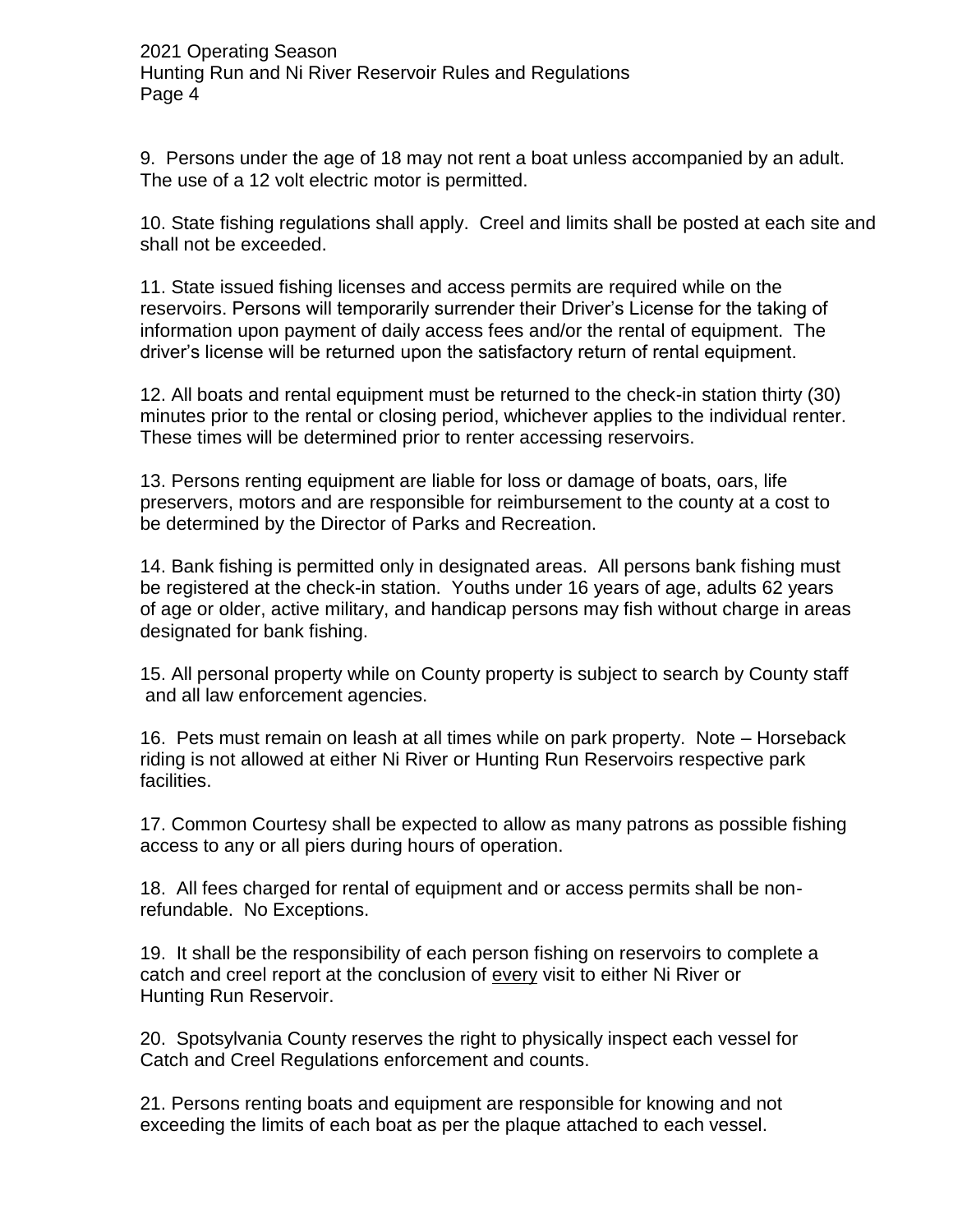9. Persons under the age of 18 may not rent a boat unless accompanied by an adult. The use of a 12 volt electric motor is permitted.

10. State fishing regulations shall apply. Creel and limits shall be posted at each site and shall not be exceeded.

11. State issued fishing licenses and access permits are required while on the reservoirs. Persons will temporarily surrender their Driver's License for the taking of information upon payment of daily access fees and/or the rental of equipment. The driver's license will be returned upon the satisfactory return of rental equipment.

12. All boats and rental equipment must be returned to the check-in station thirty (30) minutes prior to the rental or closing period, whichever applies to the individual renter. These times will be determined prior to renter accessing reservoirs.

13. Persons renting equipment are liable for loss or damage of boats, oars, life preservers, motors and are responsible for reimbursement to the county at a cost to be determined by the Director of Parks and Recreation.

14. Bank fishing is permitted only in designated areas. All persons bank fishing must be registered at the check-in station. Youths under 16 years of age, adults 62 years of age or older, active military, and handicap persons may fish without charge in areas designated for bank fishing.

15. All personal property while on County property is subject to search by County staff and all law enforcement agencies.

16. Pets must remain on leash at all times while on park property. Note – Horseback riding is not allowed at either Ni River or Hunting Run Reservoirs respective park facilities.

17. Common Courtesy shall be expected to allow as many patrons as possible fishing access to any or all piers during hours of operation.

18. All fees charged for rental of equipment and or access permits shall be non-refundable. No Exceptions.

19. It shall be the responsibility of each person fishing on reservoirs to complete a catch and creel report at the conclusion of <u>every</u> visit to either Ni River or Hunting Run Reservoir.

20. Spotsylvania County reserves the right to physically inspect each vessel for Catch and Creel Regulations enforcement and counts.

21. Persons renting boats and equipment are responsible for knowing and not exceeding the limits of each boat as per the plaque attached to each vessel.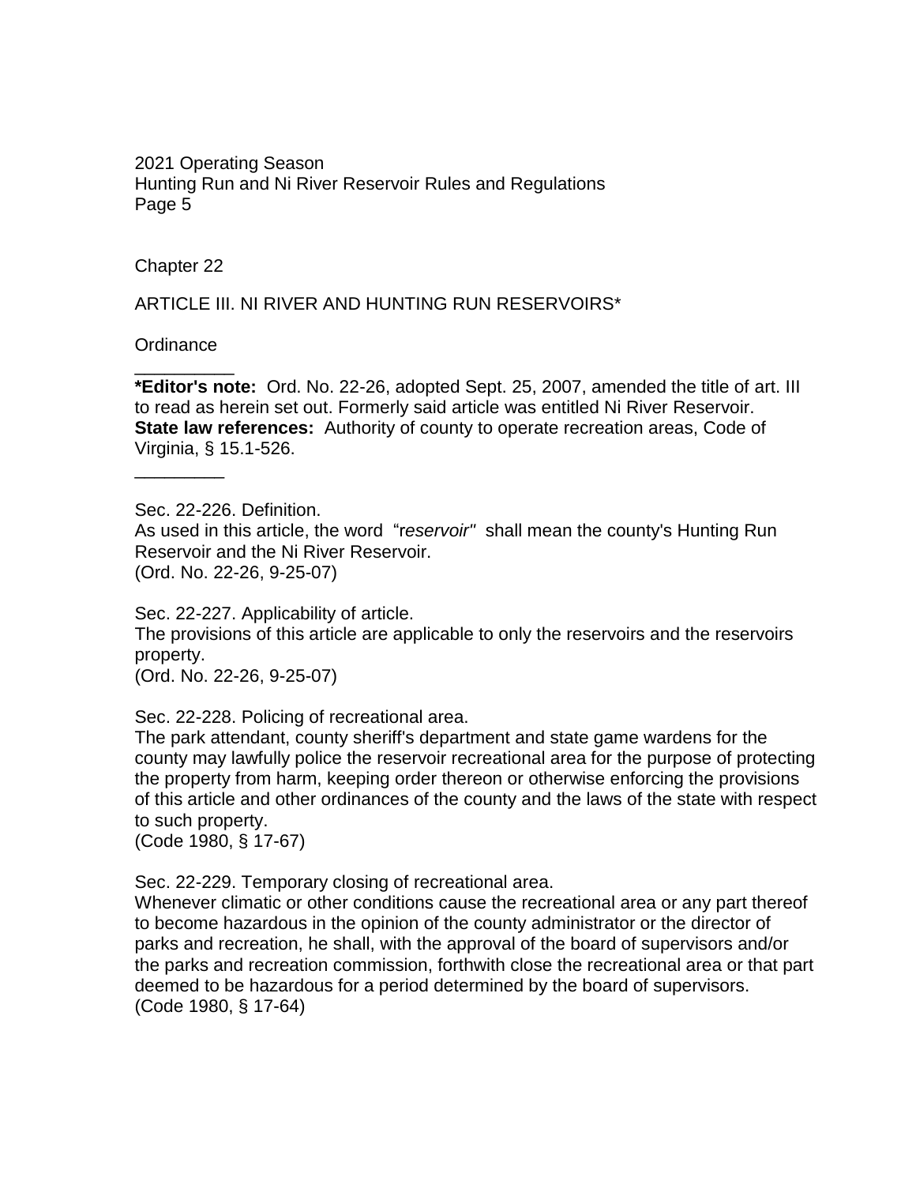Chapter 22

ARTICLE III. NI RIVER AND HUNTING RUN RESERVOIRS*

Ordinance

__________

**\*Editor's note:** Ord. No. 22-26, adopted Sept. 25, 2007, amended the title of art. III to read as herein set out. Formerly said article was entitled Ni River Reservoir.
**State law references:** Authority of county to operate recreation areas, Code of Virginia, § 15.1-526.

_________

Sec. 22-226. Definition.
As used in this article, the word "*reservoir"* shall mean the county's Hunting Run Reservoir and the Ni River Reservoir.
(Ord. No. 22-26, 9-25-07)

Sec. 22-227. Applicability of article.
The provisions of this article are applicable to only the reservoirs and the reservoirs property.
(Ord. No. 22-26, 9-25-07)

Sec. 22-228. Policing of recreational area.
The park attendant, county sheriff's department and state game wardens for the county may lawfully police the reservoir recreational area for the purpose of protecting the property from harm, keeping order thereon or otherwise enforcing the provisions of this article and other ordinances of the county and the laws of the state with respect to such property.
(Code 1980, § 17-67)

Sec. 22-229. Temporary closing of recreational area.
Whenever climatic or other conditions cause the recreational area or any part thereof to become hazardous in the opinion of the county administrator or the director of parks and recreation, he shall, with the approval of the board of supervisors and/or the parks and recreation commission, forthwith close the recreational area or that part deemed to be hazardous for a period determined by the board of supervisors.
(Code 1980, § 17-64)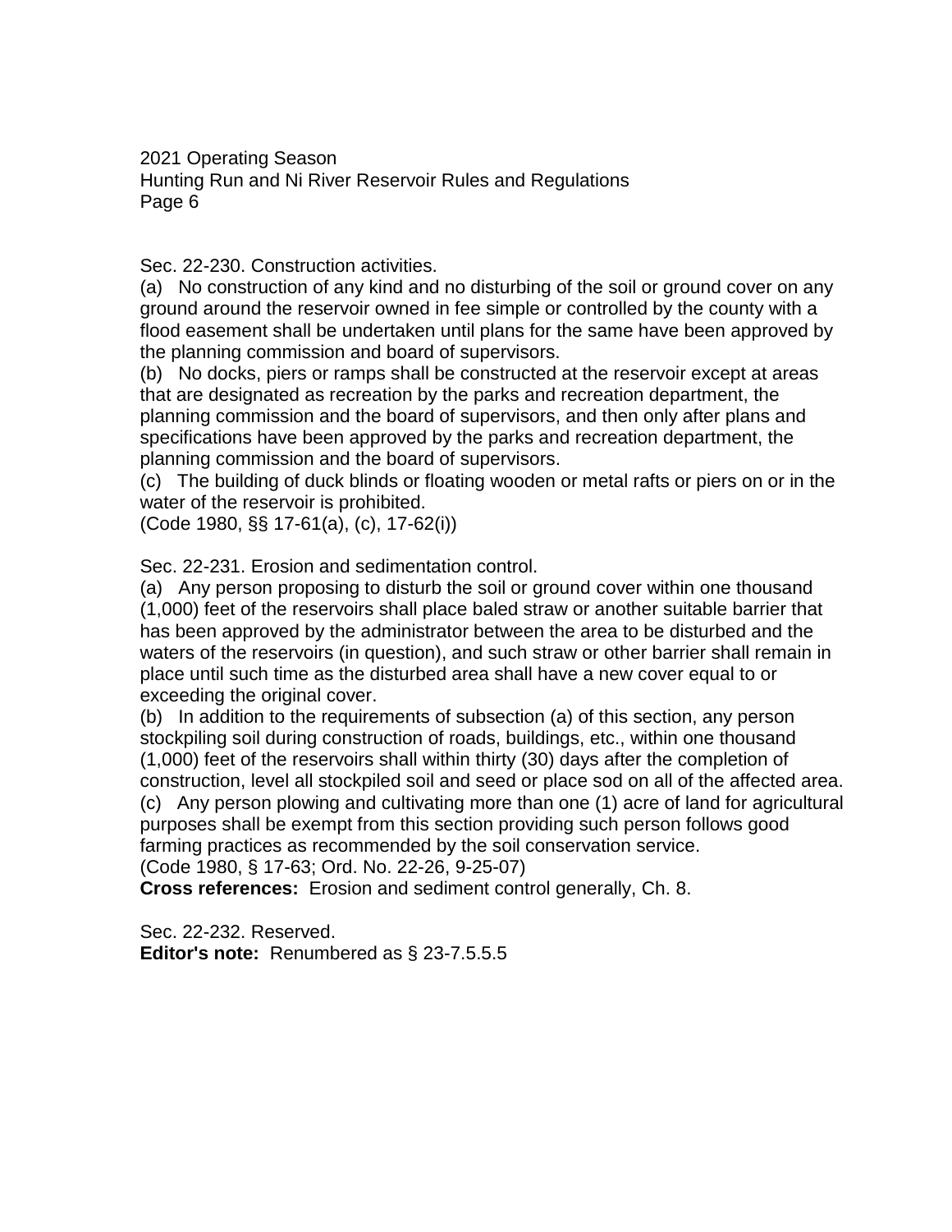Sec. 22-230. Construction activities.

(a) No construction of any kind and no disturbing of the soil or ground cover on any ground around the reservoir owned in fee simple or controlled by the county with a flood easement shall be undertaken until plans for the same have been approved by the planning commission and board of supervisors.

(b) No docks, piers or ramps shall be constructed at the reservoir except at areas that are designated as recreation by the parks and recreation department, the planning commission and the board of supervisors, and then only after plans and specifications have been approved by the parks and recreation department, the planning commission and the board of supervisors.

(c) The building of duck blinds or floating wooden or metal rafts or piers on or in the water of the reservoir is prohibited.

(Code 1980, §§ 17-61(a), (c), 17-62(i))

Sec. 22-231. Erosion and sedimentation control.

(a) Any person proposing to disturb the soil or ground cover within one thousand (1,000) feet of the reservoirs shall place baled straw or another suitable barrier that has been approved by the administrator between the area to be disturbed and the waters of the reservoirs (in question), and such straw or other barrier shall remain in place until such time as the disturbed area shall have a new cover equal to or exceeding the original cover.

(b) In addition to the requirements of subsection (a) of this section, any person stockpiling soil during construction of roads, buildings, etc., within one thousand (1,000) feet of the reservoirs shall within thirty (30) days after the completion of construction, level all stockpiled soil and seed or place sod on all of the affected area.

(c) Any person plowing and cultivating more than one (1) acre of land for agricultural purposes shall be exempt from this section providing such person follows good farming practices as recommended by the soil conservation service.

(Code 1980, § 17-63; Ord. No. 22-26, 9-25-07)

**Cross references:** Erosion and sediment control generally, Ch. 8.

Sec. 22-232. Reserved.

**Editor's note:** Renumbered as § 23-7.5.5.5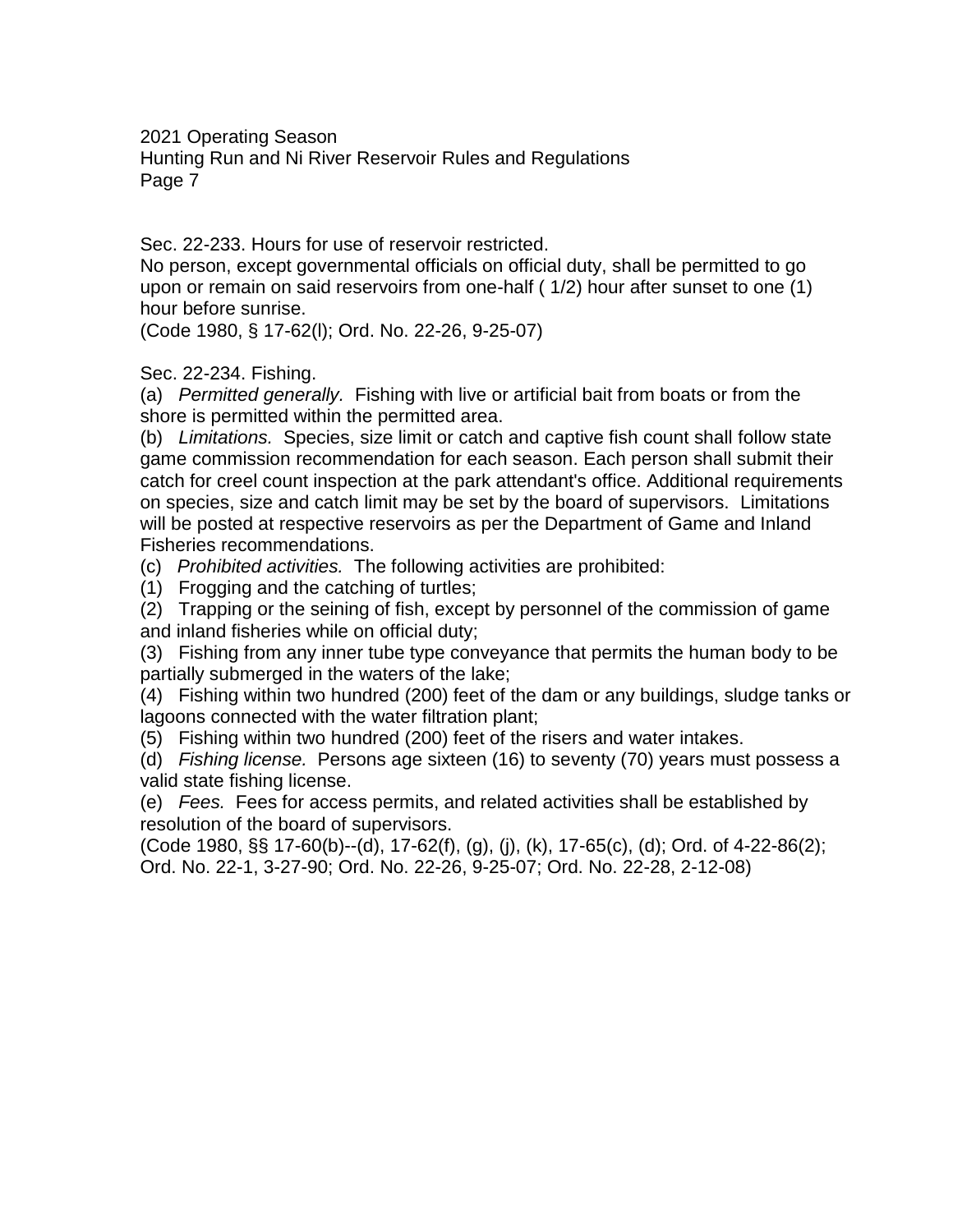Sec. 22-233. Hours for use of reservoir restricted.
No person, except governmental officials on official duty, shall be permitted to go upon or remain on said reservoirs from one-half ( 1/2) hour after sunset to one (1) hour before sunrise.
(Code 1980, § 17-62(l); Ord. No. 22-26, 9-25-07)

Sec. 22-234. Fishing.
(a) *Permitted generally.* Fishing with live or artificial bait from boats or from the shore is permitted within the permitted area.
(b) *Limitations.* Species, size limit or catch and captive fish count shall follow state game commission recommendation for each season. Each person shall submit their catch for creel count inspection at the park attendant's office. Additional requirements on species, size and catch limit may be set by the board of supervisors. Limitations will be posted at respective reservoirs as per the Department of Game and Inland Fisheries recommendations.
(c) *Prohibited activities.* The following activities are prohibited:
(1) Frogging and the catching of turtles;
(2) Trapping or the seining of fish, except by personnel of the commission of game and inland fisheries while on official duty;
(3) Fishing from any inner tube type conveyance that permits the human body to be partially submerged in the waters of the lake;
(4) Fishing within two hundred (200) feet of the dam or any buildings, sludge tanks or lagoons connected with the water filtration plant;
(5) Fishing within two hundred (200) feet of the risers and water intakes.
(d) *Fishing license.* Persons age sixteen (16) to seventy (70) years must possess a valid state fishing license.
(e) *Fees.* Fees for access permits, and related activities shall be established by resolution of the board of supervisors.
(Code 1980, §§ 17-60(b)--(d), 17-62(f), (g), (j), (k), 17-65(c), (d); Ord. of 4-22-86(2); Ord. No. 22-1, 3-27-90; Ord. No. 22-26, 9-25-07; Ord. No. 22-28, 2-12-08)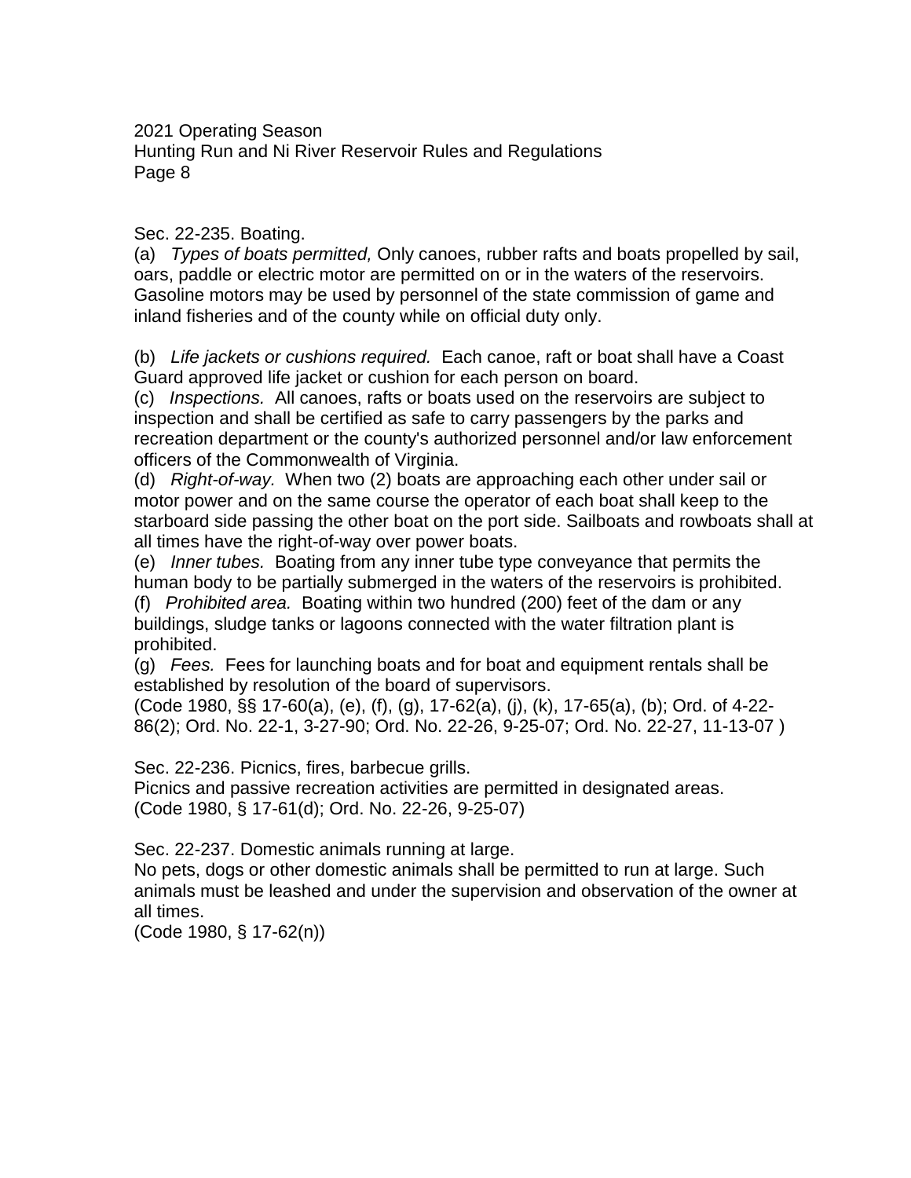Sec. 22-235. Boating.

(a) *Types of boats permitted,* Only canoes, rubber rafts and boats propelled by sail, oars, paddle or electric motor are permitted on or in the waters of the reservoirs. Gasoline motors may be used by personnel of the state commission of game and inland fisheries and of the county while on official duty only.

(b) *Life jackets or cushions required.* Each canoe, raft or boat shall have a Coast Guard approved life jacket or cushion for each person on board.

(c) *Inspections.* All canoes, rafts or boats used on the reservoirs are subject to inspection and shall be certified as safe to carry passengers by the parks and recreation department or the county's authorized personnel and/or law enforcement officers of the Commonwealth of Virginia.

(d) *Right-of-way.* When two (2) boats are approaching each other under sail or motor power and on the same course the operator of each boat shall keep to the starboard side passing the other boat on the port side. Sailboats and rowboats shall at all times have the right-of-way over power boats.

(e) *Inner tubes.* Boating from any inner tube type conveyance that permits the human body to be partially submerged in the waters of the reservoirs is prohibited.

(f) *Prohibited area.* Boating within two hundred (200) feet of the dam or any buildings, sludge tanks or lagoons connected with the water filtration plant is prohibited.

(g) *Fees.* Fees for launching boats and for boat and equipment rentals shall be established by resolution of the board of supervisors.

(Code 1980, §§ 17-60(a), (e), (f), (g), 17-62(a), (j), (k), 17-65(a), (b); Ord. of 4-22-86(2); Ord. No. 22-1, 3-27-90; Ord. No. 22-26, 9-25-07; Ord. No. 22-27, 11-13-07 )

Sec. 22-236. Picnics, fires, barbecue grills.

Picnics and passive recreation activities are permitted in designated areas.

(Code 1980, § 17-61(d); Ord. No. 22-26, 9-25-07)

Sec. 22-237. Domestic animals running at large.

No pets, dogs or other domestic animals shall be permitted to run at large. Such animals must be leashed and under the supervision and observation of the owner at all times.

(Code 1980, § 17-62(n))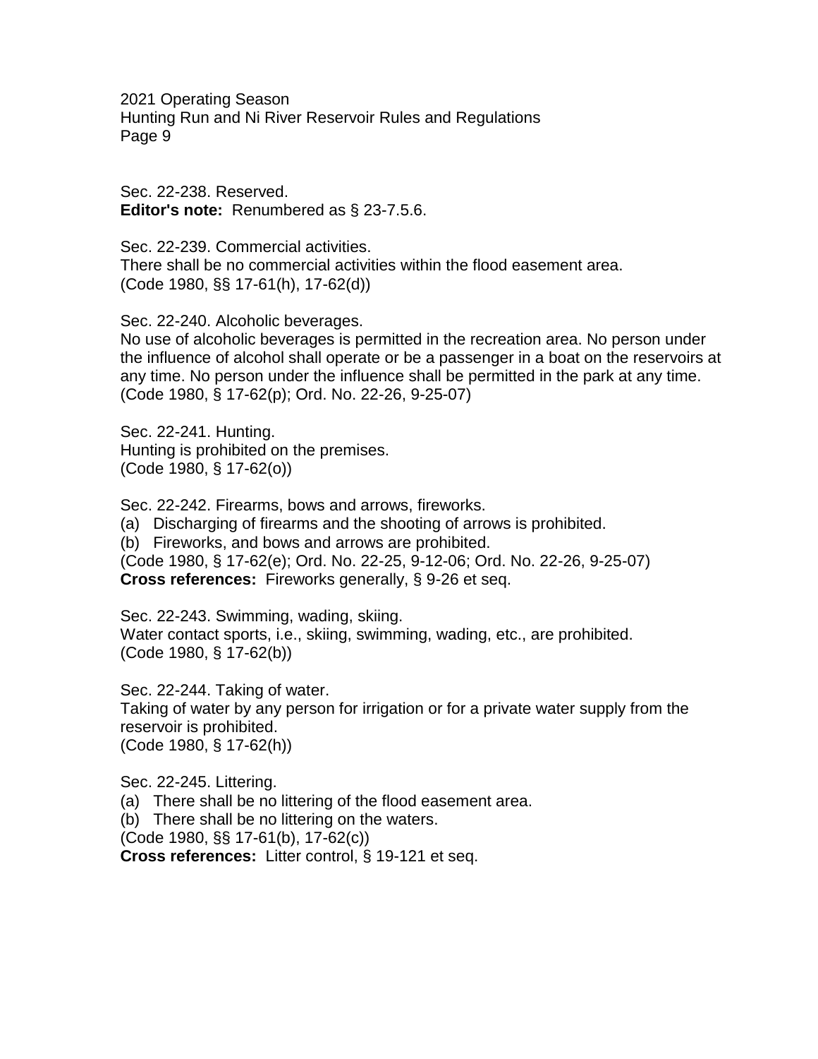Sec. 22-238. Reserved.
**Editor's note:** Renumbered as § 23-7.5.6.

Sec. 22-239. Commercial activities.
There shall be no commercial activities within the flood easement area.
(Code 1980, §§ 17-61(h), 17-62(d))

Sec. 22-240. Alcoholic beverages.
No use of alcoholic beverages is permitted in the recreation area. No person under the influence of alcohol shall operate or be a passenger in a boat on the reservoirs at any time. No person under the influence shall be permitted in the park at any time.
(Code 1980, § 17-62(p); Ord. No. 22-26, 9-25-07)

Sec. 22-241. Hunting.
Hunting is prohibited on the premises.
(Code 1980, § 17-62(o))

Sec. 22-242. Firearms, bows and arrows, fireworks.
(a) Discharging of firearms and the shooting of arrows is prohibited.
(b) Fireworks, and bows and arrows are prohibited.
(Code 1980, § 17-62(e); Ord. No. 22-25, 9-12-06; Ord. No. 22-26, 9-25-07)
**Cross references:** Fireworks generally, § 9-26 et seq.

Sec. 22-243. Swimming, wading, skiing.
Water contact sports, i.e., skiing, swimming, wading, etc., are prohibited.
(Code 1980, § 17-62(b))

Sec. 22-244. Taking of water.
Taking of water by any person for irrigation or for a private water supply from the reservoir is prohibited.
(Code 1980, § 17-62(h))

Sec. 22-245. Littering.
(a) There shall be no littering of the flood easement area.
(b) There shall be no littering on the waters.
(Code 1980, §§ 17-61(b), 17-62(c))
**Cross references:** Litter control, § 19-121 et seq.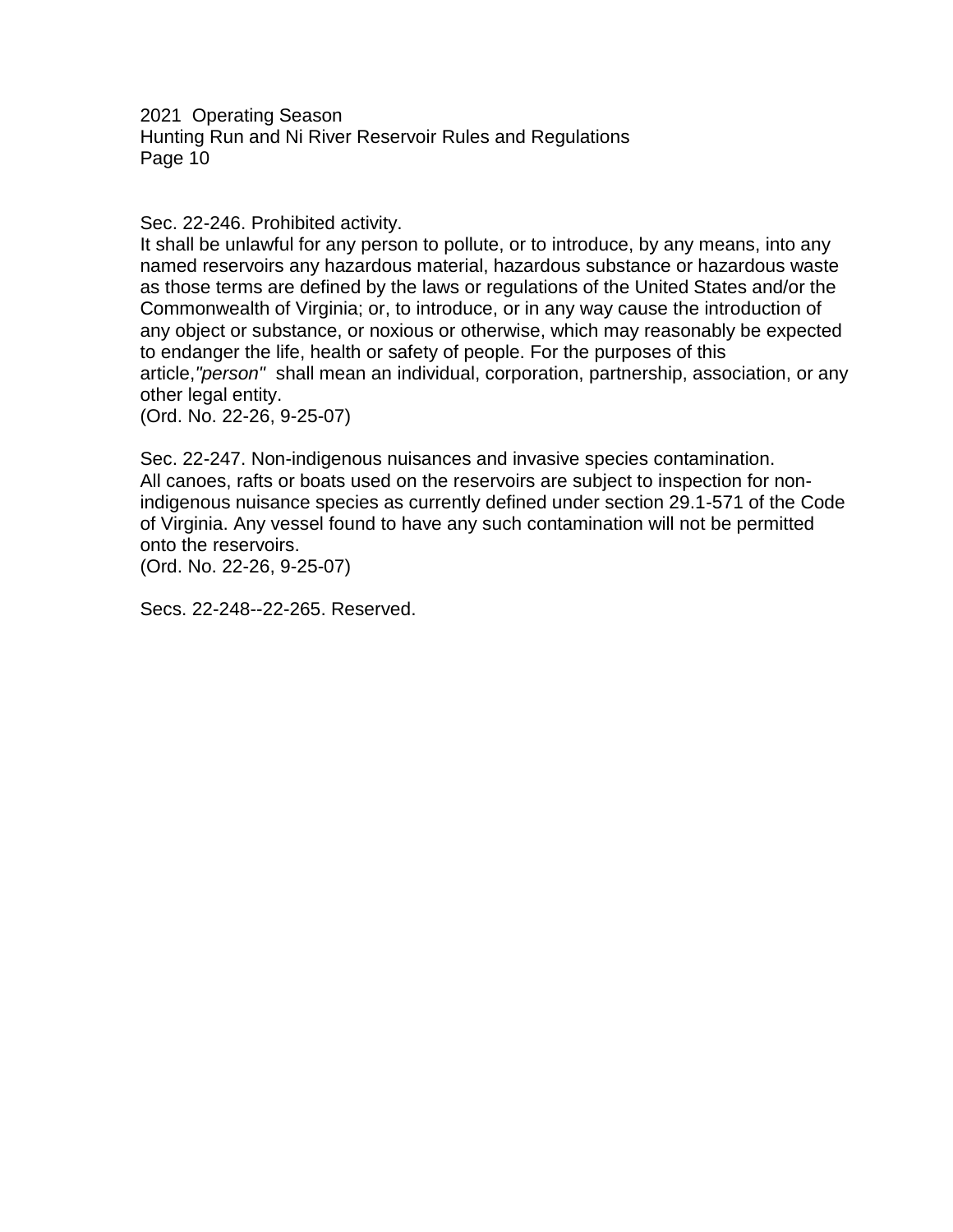Sec. 22-246. Prohibited activity.

It shall be unlawful for any person to pollute, or to introduce, by any means, into any named reservoirs any hazardous material, hazardous substance or hazardous waste as those terms are defined by the laws or regulations of the United States and/or the Commonwealth of Virginia; or, to introduce, or in any way cause the introduction of any object or substance, or noxious or otherwise, which may reasonably be expected to endanger the life, health or safety of people. For the purposes of this article,*"person"* shall mean an individual, corporation, partnership, association, or any other legal entity.

(Ord. No. 22-26, 9-25-07)

Sec. 22-247. Non-indigenous nuisances and invasive species contamination.

All canoes, rafts or boats used on the reservoirs are subject to inspection for non-indigenous nuisance species as currently defined under section 29.1-571 of the Code of Virginia. Any vessel found to have any such contamination will not be permitted onto the reservoirs.

(Ord. No. 22-26, 9-25-07)

Secs. 22-248--22-265. Reserved.